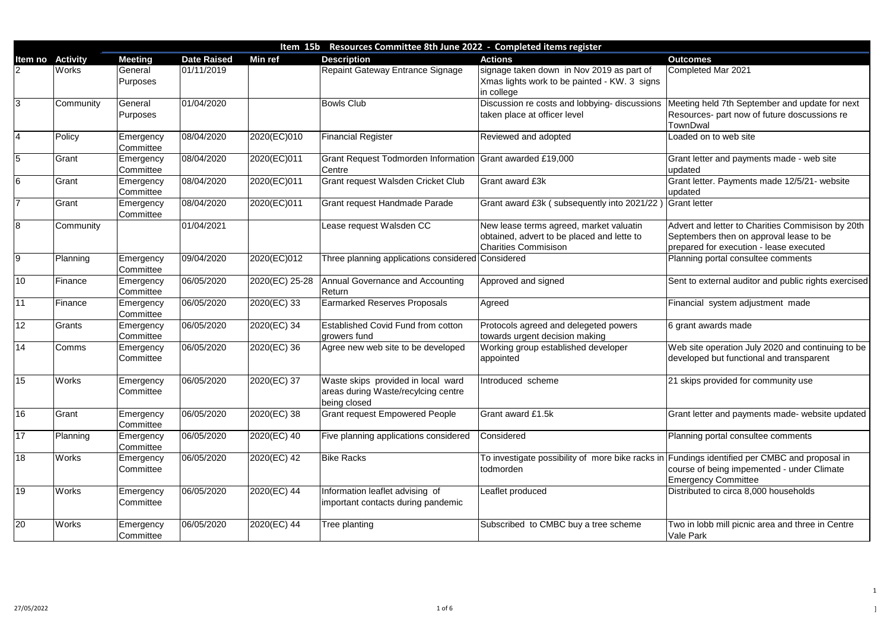## Item 15b Resources Committee 8th June 2022 - Completed items register

| Item no | Activity | Meeting | Date Raised | Min ref | Description | Actions | Outcomes |
|---|---|---|---|---|---|---|---|
| 2 | Works | General Purposes | 01/11/2019 | | Repaint Gateway Entrance Signage | signage taken down in Nov 2019 as part of Xmas lights work to be painted - KW. 3 signs in college | Completed Mar 2021 |
| 3 | Community | General Purposes | 01/04/2020 | | Bowls Club | Discussion re costs and lobbying- discussions taken place at officer level | Meeting held 7th September and update for next Resources- part now of future doscussions re TownDwal |
| 4 | Policy | Emergency Committee | 08/04/2020 | 2020(EC)010 | Financial Register | Reviewed and adopted | Loaded on to web site |
| 5 | Grant | Emergency Committee | 08/04/2020 | 2020(EC)011 | Grant Request Todmorden Information Centre | Grant awarded £19,000 | Grant letter and payments made - web site updated |
| 6 | Grant | Emergency Committee | 08/04/2020 | 2020(EC)011 | Grant request Walsden Cricket Club | Grant award £3k | Grant letter. Payments made 12/5/21- website updated |
| 7 | Grant | Emergency Committee | 08/04/2020 | 2020(EC)011 | Grant request Handmade Parade | Grant award £3k ( subsequently into 2021/22 ) | Grant letter |
| 8 | Community | | 01/04/2021 | | Lease request Walsden CC | New lease terms agreed, market valuatin obtained, advert to be placed and lette to Charities Commisison | Advert and letter to Charities Commisison by 20th Septembers then on approval lease to be prepared for execution - lease executed |
| 9 | Planning | Emergency Committee | 09/04/2020 | 2020(EC)012 | Three planning applications considered | Considered | Planning portal consultee comments |
| 10 | Finance | Emergency Committee | 06/05/2020 | 2020(EC) 25-28 | Annual Governance and Accounting Return | Approved and signed | Sent to external auditor and public rights exercised |
| 11 | Finance | Emergency Committee | 06/05/2020 | 2020(EC) 33 | Earmarked Reserves Proposals | Agreed | Financial system adjustment made |
| 12 | Grants | Emergency Committee | 06/05/2020 | 2020(EC) 34 | Established Covid Fund from cotton growers fund | Protocols agreed and delegeted powers towards urgent decision making | 6 grant awards made |
| 14 | Comms | Emergency Committee | 06/05/2020 | 2020(EC) 36 | Agree new web site to be developed | Working group established developer appointed | Web site operation July 2020 and continuing to be developed but functional and transparent |
| 15 | Works | Emergency Committee | 06/05/2020 | 2020(EC) 37 | Waste skips provided in local ward areas during Waste/recylcing centre being closed | Introduced scheme | 21 skips provided for community use |
| 16 | Grant | Emergency Committee | 06/05/2020 | 2020(EC) 38 | Grant request Empowered People | Grant award £1.5k | Grant letter and payments made- website updated |
| 17 | Planning | Emergency Committee | 06/05/2020 | 2020(EC) 40 | Five planning applications considered | Considered | Planning portal consultee comments |
| 18 | Works | Emergency Committee | 06/05/2020 | 2020(EC) 42 | Bike Racks | To investigate possibility of more bike racks in todmorden | Fundings identified per CMBC and proposal in course of being impemented - under Climate Emergency Committee |
| 19 | Works | Emergency Committee | 06/05/2020 | 2020(EC) 44 | Information leaflet advising of important contacts during pandemic | Leaflet produced | Distributed to circa 8,000 households |
| 20 | Works | Emergency Committee | 06/05/2020 | 2020(EC) 44 | Tree planting | Subscribed to CMBC buy a tree scheme | Two in lobb mill picnic area and three in Centre Vale Park |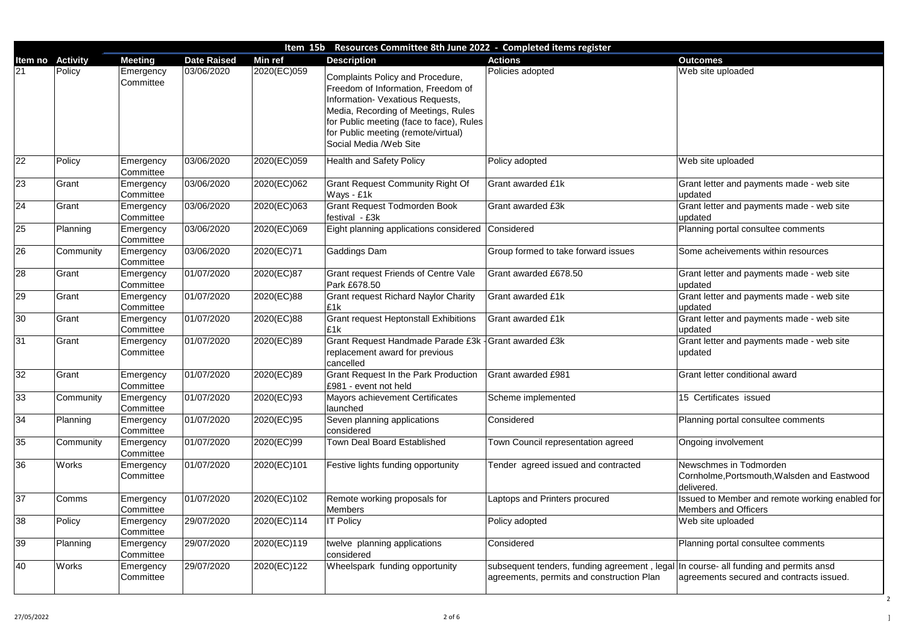## Item 15b Resources Committee 8th June 2022 - Completed items register

| Item no | Activity | Meeting | Date Raised | Min ref | Description | Actions | Outcomes |
|---|---|---|---|---|---|---|---|
| 21 | Policy | Emergency Committee | 03/06/2020 | 2020(EC)059 | Complaints Policy and Procedure, Freedom of Information, Freedom of Information- Vexatious Requests, Media, Recording of Meetings, Rules for Public meeting (face to face), Rules for Public meeting (remote/virtual) Social Media /Web Site | Policies adopted | Web site uploaded |
| 22 | Policy | Emergency Committee | 03/06/2020 | 2020(EC)059 | Health and Safety Policy | Policy adopted | Web site uploaded |
| 23 | Grant | Emergency Committee | 03/06/2020 | 2020(EC)062 | Grant Request Community Right Of Ways - £1k | Grant awarded £1k | Grant letter and payments made - web site updated |
| 24 | Grant | Emergency Committee | 03/06/2020 | 2020(EC)063 | Grant Request Todmorden Book festival - £3k | Grant awarded £3k | Grant letter and payments made - web site updated |
| 25 | Planning | Emergency Committee | 03/06/2020 | 2020(EC)069 | Eight planning applications considered | Considered | Planning portal consultee comments |
| 26 | Community | Emergency Committee | 03/06/2020 | 2020(EC)71 | Gaddings Dam | Group formed to take forward issues | Some acheivements within resources |
| 28 | Grant | Emergency Committee | 01/07/2020 | 2020(EC)87 | Grant request Friends of Centre Vale Park £678.50 | Grant awarded £678.50 | Grant letter and payments made - web site updated |
| 29 | Grant | Emergency Committee | 01/07/2020 | 2020(EC)88 | Grant request Richard Naylor Charity £1k | Grant awarded £1k | Grant letter and payments made - web site updated |
| 30 | Grant | Emergency Committee | 01/07/2020 | 2020(EC)88 | Grant request Heptonstall Exhibitions £1k | Grant awarded £1k | Grant letter and payments made - web site updated |
| 31 | Grant | Emergency Committee | 01/07/2020 | 2020(EC)89 | Grant Request Handmade Parade £3k - replacement award for previous cancelled | Grant awarded £3k | Grant letter and payments made - web site updated |
| 32 | Grant | Emergency Committee | 01/07/2020 | 2020(EC)89 | Grant Request In the Park Production £981 - event not held | Grant awarded £981 | Grant letter conditional award |
| 33 | Community | Emergency Committee | 01/07/2020 | 2020(EC)93 | Mayors achievement Certificates launched | Scheme implemented | 15 Certificates issued |
| 34 | Planning | Emergency Committee | 01/07/2020 | 2020(EC)95 | Seven planning applications considered | Considered | Planning portal consultee comments |
| 35 | Community | Emergency Committee | 01/07/2020 | 2020(EC)99 | Town Deal Board Established | Town Council representation agreed | Ongoing involvement |
| 36 | Works | Emergency Committee | 01/07/2020 | 2020(EC)101 | Festive lights funding opportunity | Tender agreed issued and contracted | Newschmes in Todmorden Cornholme,Portsmouth,Walsden and Eastwood delivered. |
| 37 | Comms | Emergency Committee | 01/07/2020 | 2020(EC)102 | Remote working proposals for Members | Laptops and Printers procured | Issued to Member and remote working enabled for Members and Officers |
| 38 | Policy | Emergency Committee | 29/07/2020 | 2020(EC)114 | IT Policy | Policy adopted | Web site uploaded |
| 39 | Planning | Emergency Committee | 29/07/2020 | 2020(EC)119 | twelve planning applications considered | Considered | Planning portal consultee comments |
| 40 | Works | Emergency Committee | 29/07/2020 | 2020(EC)122 | Wheelspark funding opportunity | subsequent tenders, funding agreement , legal agreements, permits and construction Plan | In course- all funding and permits ansd agreements secured and contracts issued. |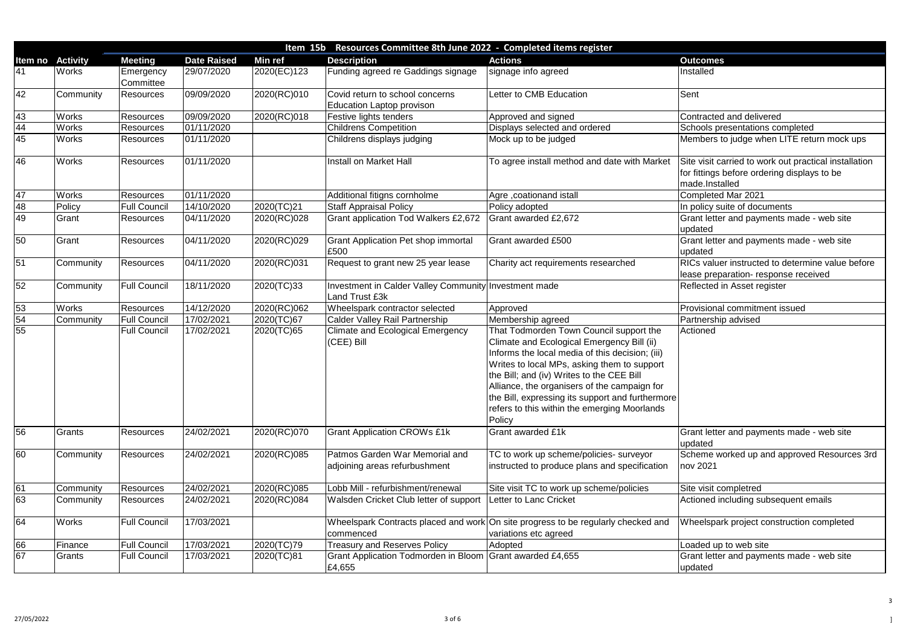## Item 15b Resources Committee 8th June 2022 - Completed items register

| Item no | Activity | Meeting | Date Raised | Min ref | Description | Actions | Outcomes |
|---|---|---|---|---|---|---|---|
| 41 | Works | Emergency Committee | 29/07/2020 | 2020(EC)123 | Funding agreed re Gaddings signage | signage info agreed | Installed |
| 42 | Community | Resources | 09/09/2020 | 2020(RC)010 | Covid return to school concerns Education Laptop provison | Letter to CMB Education | Sent |
| 43 | Works | Resources | 09/09/2020 | 2020(RC)018 | Festive lights tenders | Approved and signed | Contracted and delivered |
| 44 | Works | Resources | 01/11/2020 | | Childrens Competition | Displays selected and ordered | Schools presentations completed |
| 45 | Works | Resources | 01/11/2020 | | Childrens displays judging | Mock up to be judged | Members to judge when LITE return mock ups |
| 46 | Works | Resources | 01/11/2020 | | Install on Market Hall | To agree install method and date with Market | Site visit carried to work out practical installation for fittings before ordering displays to be made.Installed |
| 47 | Works | Resources | 01/11/2020 | | Additional fitigns cornholme | Agre ,coationand istall | Completed Mar 2021 |
| 48 | Policy | Full Council | 14/10/2020 | 2020(TC)21 | Staff Appraisal Policy | Policy adopted | In policy suite of documents |
| 49 | Grant | Resources | 04/11/2020 | 2020(RC)028 | Grant application Tod Walkers £2,672 | Grant awarded £2,672 | Grant letter and payments made - web site updated |
| 50 | Grant | Resources | 04/11/2020 | 2020(RC)029 | Grant Application Pet shop immortal £500 | Grant awarded £500 | Grant letter and payments made - web site updated |
| 51 | Community | Resources | 04/11/2020 | 2020(RC)031 | Request to grant new 25 year lease | Charity act requirements researched | RICs valuer instructed to determine value before lease preparation- response received |
| 52 | Community | Full Council | 18/11/2020 | 2020(TC)33 | Investment in Calder Valley Community Land Trust £3k | Investment made | Reflected in Asset register |
| 53 | Works | Resources | 14/12/2020 | 2020(RC)062 | Wheelspark contractor selected | Approved | Provisional commitment issued |
| 54 | Community | Full Council | 17/02/2021 | 2020(TC)67 | Calder Valley Rail Partnership | Membership agreed | Partnership advised |
| 55 | | Full Council | 17/02/2021 | 2020(TC)65 | Climate and Ecological Emergency (CEE) Bill | That Todmorden Town Council support the Climate and Ecological Emergency Bill (ii) Informs the local media of this decision; (iii) Writes to local MPs, asking them to support the Bill; and (iv) Writes to the CEE Bill Alliance, the organisers of the campaign for the Bill, expressing its support and furthermore refers to this within the emerging Moorlands Policy | Actioned |
| 56 | Grants | Resources | 24/02/2021 | 2020(RC)070 | Grant Application CROWs £1k | Grant awarded £1k | Grant letter and payments made - web site updated |
| 60 | Community | Resources | 24/02/2021 | 2020(RC)085 | Patmos Garden War Memorial and adjoining areas refurbushment | TC to work up scheme/policies- surveyor instructed to produce plans and specification | Scheme worked up and approved Resources 3rd nov 2021 |
| 61 | Community | Resources | 24/02/2021 | 2020(RC)085 | Lobb Mill - refurbishment/renewal | Site visit TC to work up scheme/policies | Site visit completred |
| 63 | Community | Resources | 24/02/2021 | 2020(RC)084 | Walsden Cricket Club letter of support | Letter to Lanc Cricket | Actioned including subsequent emails |
| 64 | Works | Full Council | 17/03/2021 | | Wheelspark Contracts placed and work commenced | On site progress to be regularly checked and variations etc agreed | Wheelspark project construction completed |
| 66 | Finance | Full Council | 17/03/2021 | 2020(TC)79 | Treasury and Reserves Policy | Adopted | Loaded up to web site |
| 67 | Grants | Full Council | 17/03/2021 | 2020(TC)81 | Grant Application Todmorden in Bloom £4,655 | Grant awarded £4,655 | Grant letter and payments made - web site updated |

27/05/2022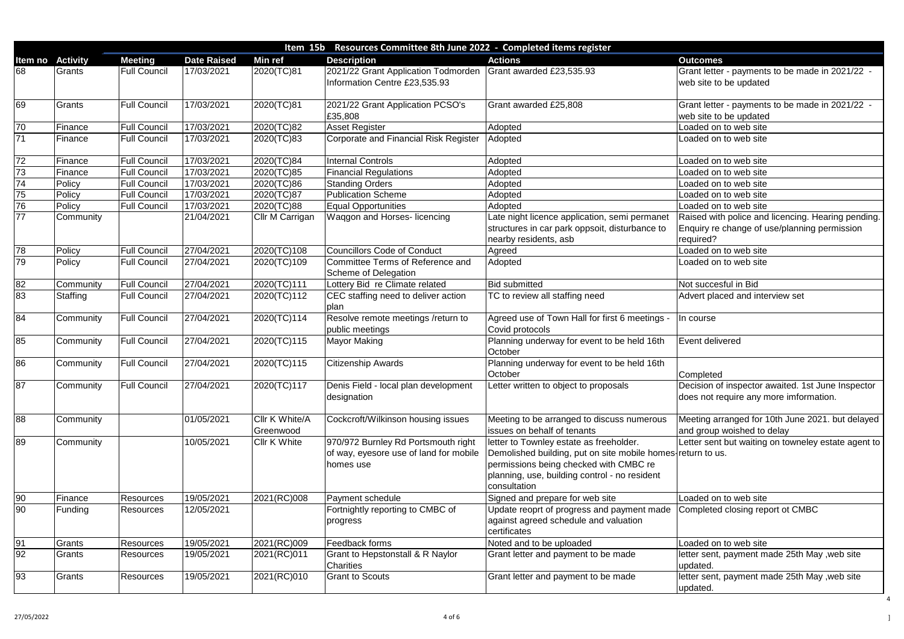## Item 15b Resources Committee 8th June 2022 - Completed items register

| Item no | Activity | Meeting | Date Raised | Min ref | Description | Actions | Outcomes |
|---|---|---|---|---|---|---|---|
| 68 | Grants | Full Council | 17/03/2021 | 2020(TC)81 | 2021/22 Grant Application Todmorden Information Centre £23,535.93 | Grant awarded £23,535.93 | Grant letter - payments to be made in 2021/22 - web site to be updated |
| 69 | Grants | Full Council | 17/03/2021 | 2020(TC)81 | 2021/22 Grant Application PCSO's £35,808 | Grant awarded £25,808 | Grant letter - payments to be made in 2021/22 - web site to be updated |
| 70 | Finance | Full Council | 17/03/2021 | 2020(TC)82 | Asset Register | Adopted | Loaded on to web site |
| 71 | Finance | Full Council | 17/03/2021 | 2020(TC)83 | Corporate and Financial Risk Register | Adopted | Loaded on to web site |
| 72 | Finance | Full Council | 17/03/2021 | 2020(TC)84 | Internal Controls | Adopted | Loaded on to web site |
| 73 | Finance | Full Council | 17/03/2021 | 2020(TC)85 | Financial Regulations | Adopted | Loaded on to web site |
| 74 | Policy | Full Council | 17/03/2021 | 2020(TC)86 | Standing Orders | Adopted | Loaded on to web site |
| 75 | Policy | Full Council | 17/03/2021 | 2020(TC)87 | Publication Scheme | Adopted | Loaded on to web site |
| 76 | Policy | Full Council | 17/03/2021 | 2020(TC)88 | Equal Opportunities | Adopted | Loaded on to web site |
| 77 | Community | | 21/04/2021 | Cllr M Carrigan | Waqgon and Horses- licencing | Late night licence application, semi permanet structures in car park oppsoit, disturbance to nearby residents, asb | Raised with police and licencing. Hearing pending. Enquiry re change of use/planning permission required? |
| 78 | Policy | Full Council | 27/04/2021 | 2020(TC)108 | Councillors Code of Conduct | Agreed | Loaded on to web site |
| 79 | Policy | Full Council | 27/04/2021 | 2020(TC)109 | Committee Terms of Reference and Scheme of Delegation | Adopted | Loaded on to web site |
| 82 | Community | Full Council | 27/04/2021 | 2020(TC)111 | Lottery Bid re Climate related | Bid submitted | Not succesful in Bid |
| 83 | Staffing | Full Council | 27/04/2021 | 2020(TC)112 | CEC staffing need to deliver action plan | TC to review all staffing need | Advert placed and interview set |
| 84 | Community | Full Council | 27/04/2021 | 2020(TC)114 | Resolve remote meetings /return to public meetings | Agreed use of Town Hall for first 6 meetings - Covid protocols | In course |
| 85 | Community | Full Council | 27/04/2021 | 2020(TC)115 | Mayor Making | Planning underway for event to be held 16th October | Event delivered |
| 86 | Community | Full Council | 27/04/2021 | 2020(TC)115 | Citizenship Awards | Planning underway for event to be held 16th October | Completed |
| 87 | Community | Full Council | 27/04/2021 | 2020(TC)117 | Denis Field - local plan development designation | Letter written to object to proposals | Decision of inspector awaited. 1st June Inspector does not require any more imformation. |
| 88 | Community | | 01/05/2021 | Cllr K White/A Greenwood | Cockcroft/Wilkinson housing issues | Meeting to be arranged to discuss numerous issues on behalf of tenants | Meeting arranged for 10th June 2021. but delayed and group woished to delay |
| 89 | Community | | 10/05/2021 | Cllr K White | 970/972 Burnley Rd Portsmouth right of way, eyesore use of land for mobile homes use | letter to Townley estate as freeholder. Demolished building, put on site mobile homes-permissions being checked with CMBC re planning, use, building control - no resident consultation | Letter sent but waiting on towneley estate agent to return to us. |
| 90 | Finance | Resources | 19/05/2021 | 2021(RC)008 | Payment schedule | Signed and prepare for web site | Loaded on to web site |
| 90 | Funding | Resources | 12/05/2021 | | Fortnightly reporting to CMBC of progress | Update reoprt of progress and payment made against agreed schedule and valuation certificates | Completed closing report ot CMBC |
| 91 | Grants | Resources | 19/05/2021 | 2021(RC)009 | Feedback forms | Noted and to be uploaded | Loaded on to web site |
| 92 | Grants | Resources | 19/05/2021 | 2021(RC)011 | Grant to Hepstonstall & R Naylor Charities | Grant letter and payment to be made | letter sent, payment made 25th May ,web site updated. |
| 93 | Grants | Resources | 19/05/2021 | 2021(RC)010 | Grant to Scouts | Grant letter and payment to be made | letter sent, payment made 25th May ,web site updated. |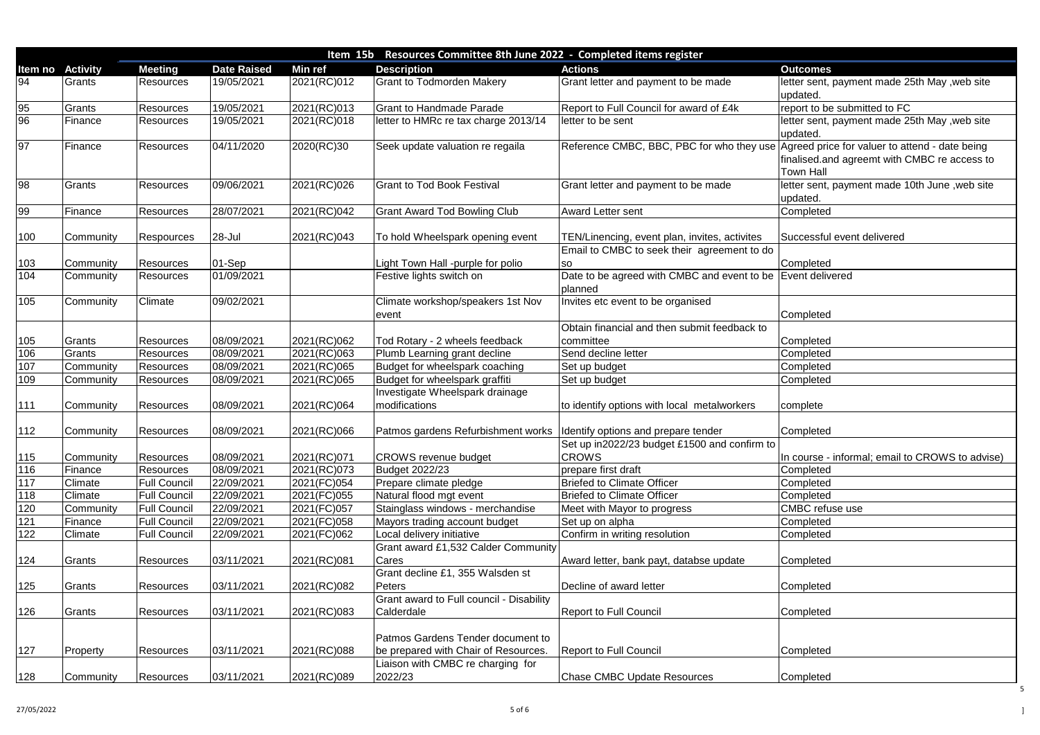## Item 15b Resources Committee 8th June 2022 - Completed items register

| Item no | Activity | Meeting | Date Raised | Min ref | Description | Actions | Outcomes |
|---|---|---|---|---|---|---|---|
| 94 | Grants | Resources | 19/05/2021 | 2021(RC)012 | Grant to Todmorden Makery | Grant letter and payment to be made | letter sent, payment made 25th May ,web site updated. |
| 95 | Grants | Resources | 19/05/2021 | 2021(RC)013 | Grant to Handmade Parade | Report to Full Council for award of £4k | report to be submitted to FC |
| 96 | Finance | Resources | 19/05/2021 | 2021(RC)018 | letter to HMRc re tax charge 2013/14 | letter to be sent | letter sent, payment made 25th May ,web site updated. |
| 97 | Finance | Resources | 04/11/2020 | 2020(RC)30 | Seek update valuation re regaila | Reference CMBC, BBC, PBC for who they use | Agreed price for valuer to attend - date being finalised.and agreemt with CMBC re access to Town Hall |
| 98 | Grants | Resources | 09/06/2021 | 2021(RC)026 | Grant to Tod Book Festival | Grant letter and payment to be made | letter sent, payment made 10th June ,web site updated. |
| 99 | Finance | Resources | 28/07/2021 | 2021(RC)042 | Grant Award Tod Bowling Club | Award Letter sent | Completed |
| 100 | Community | Respources | 28-Jul | 2021(RC)043 | To hold Wheelspark opening event | TEN/Linencing, event plan, invites, activites | Successful event delivered |
| 103 | Community | Resources | 01-Sep | | Light Town Hall -purple for polio | Email to CMBC to seek their agreement to do so | Completed |
| 104 | Community | Resources | 01/09/2021 | | Festive lights switch on | Date to be agreed with CMBC and event to be planned | Event delivered |
| 105 | Community | Climate | 09/02/2021 | | Climate workshop/speakers 1st Nov event | Invites etc event to be organised | Completed |
| 105 | Grants | Resources | 08/09/2021 | 2021(RC)062 | Tod Rotary - 2 wheels feedback | Obtain financial and then submit feedback to committee | Completed |
| 106 | Grants | Resources | 08/09/2021 | 2021(RC)063 | Plumb Learning grant decline | Send decline letter | Completed |
| 107 | Community | Resources | 08/09/2021 | 2021(RC)065 | Budget for wheelspark coaching | Set up budget | Completed |
| 109 | Community | Resources | 08/09/2021 | 2021(RC)065 | Budget for wheelspark graffiti | Set up budget | Completed |
| 111 | Community | Resources | 08/09/2021 | 2021(RC)064 | Investigate Wheelspark drainage modifications | to identify options with local metalworkers | complete |
| 112 | Community | Resources | 08/09/2021 | 2021(RC)066 | Patmos gardens Refurbishment works | Identify options and prepare tender | Completed |
| 115 | Community | Resources | 08/09/2021 | 2021(RC)071 | CROWS revenue budget | Set up in2022/23 budget £1500 and confirm to CROWS | In course - informal; email to CROWS to advise) |
| 116 | Finance | Resources | 08/09/2021 | 2021(RC)073 | Budget 2022/23 | prepare first draft | Completed |
| 117 | Climate | Full Council | 22/09/2021 | 2021(FC)054 | Prepare climate pledge | Briefed to Climate Officer | Completed |
| 118 | Climate | Full Council | 22/09/2021 | 2021(FC)055 | Natural flood mgt event | Briefed to Climate Officer | Completed |
| 120 | Community | Full Council | 22/09/2021 | 2021(FC)057 | Stainglass windows - merchandise | Meet with Mayor to progress | CMBC refuse use |
| 121 | Finance | Full Council | 22/09/2021 | 2021(FC)058 | Mayors trading account budget | Set up on alpha | Completed |
| 122 | Climate | Full Council | 22/09/2021 | 2021(FC)062 | Local delivery initiative | Confirm in writing resolution | Completed |
| 124 | Grants | Resources | 03/11/2021 | 2021(RC)081 | Grant award £1,532 Calder Community Cares | Award letter, bank payt, databse update | Completed |
| 125 | Grants | Resources | 03/11/2021 | 2021(RC)082 | Grant decline £1, 355 Walsden st Peters | Decline of award letter | Completed |
| 126 | Grants | Resources | 03/11/2021 | 2021(RC)083 | Grant award to Full council - Disability Calderdale | Report to Full Council | Completed |
| 127 | Property | Resources | 03/11/2021 | 2021(RC)088 | Patmos Gardens Tender document to be prepared with Chair of Resources. | Report to Full Council | Completed |
| 128 | Community | Resources | 03/11/2021 | 2021(RC)089 | Liaison with CMBC re charging for 2022/23 | Chase CMBC Update Resources | Completed |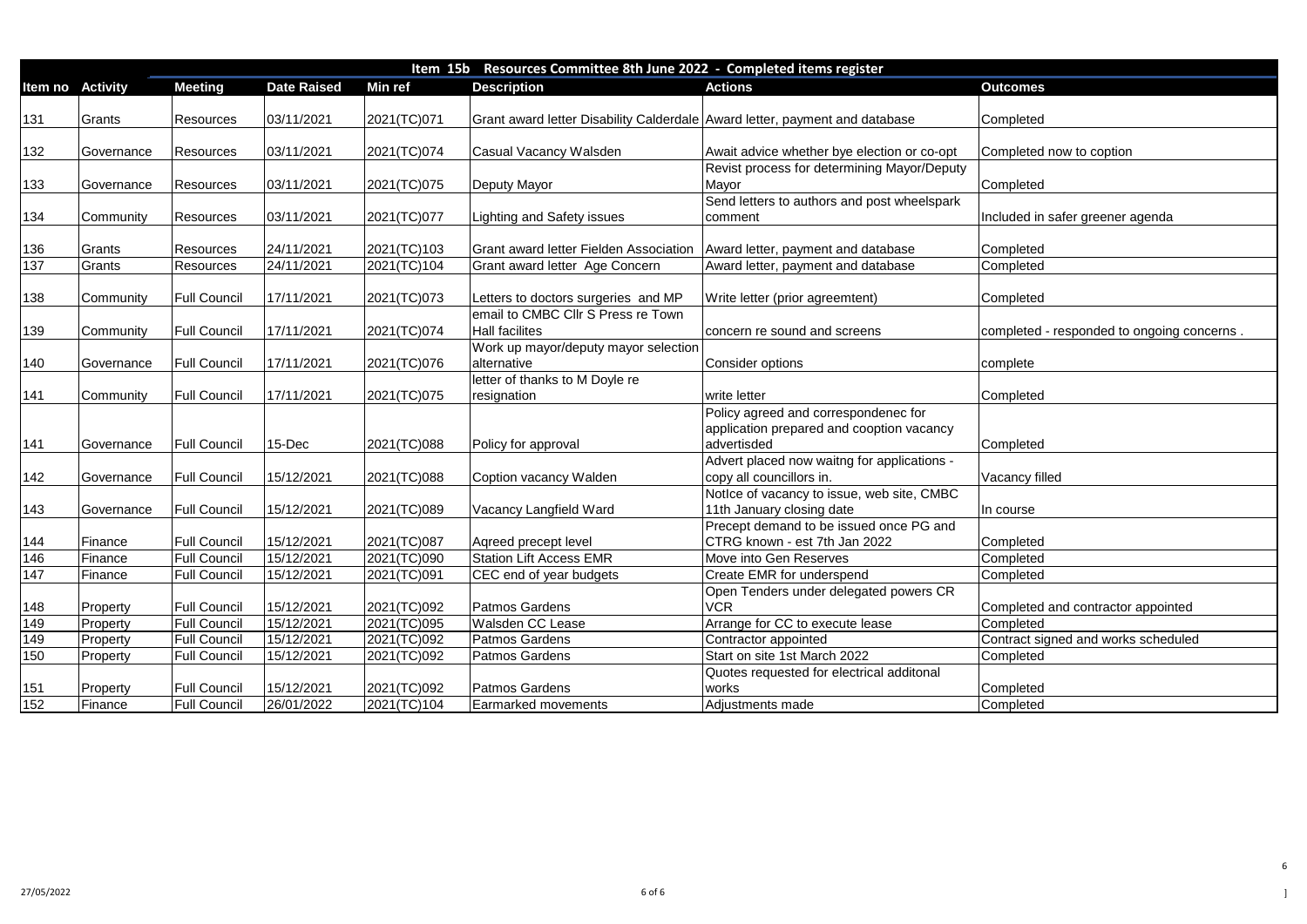## Item 15b Resources Committee 8th June 2022 - Completed items register

| Item no | Activity | Meeting | Date Raised | Min ref | Description | Actions | Outcomes |
|---|---|---|---|---|---|---|---|
| 131 | Grants | Resources | 03/11/2021 | 2021(TC)071 | Grant award letter Disability Calderdale | Award letter, payment and database | Completed |
| 132 | Governance | Resources | 03/11/2021 | 2021(TC)074 | Casual Vacancy Walsden | Await advice whether bye election or co-opt | Completed now to coption |
| 133 | Governance | Resources | 03/11/2021 | 2021(TC)075 | Deputy Mayor | Revist process for determining Mayor/Deputy Mayor | Completed |
| 134 | Community | Resources | 03/11/2021 | 2021(TC)077 | Lighting and Safety issues | Send letters to authors and post wheelspark comment | Included in safer greener agenda |
| 136 | Grants | Resources | 24/11/2021 | 2021(TC)103 | Grant award letter Fielden Association | Award letter, payment and database | Completed |
| 137 | Grants | Resources | 24/11/2021 | 2021(TC)104 | Grant award letter Age Concern | Award letter, payment and database | Completed |
| 138 | Community | Full Council | 17/11/2021 | 2021(TC)073 | Letters to doctors surgeries and MP | Write letter (prior agreemtent) | Completed |
| 139 | Community | Full Council | 17/11/2021 | 2021(TC)074 | email to CMBC Cllr S Press re Town Hall facilites | concern re sound and screens | completed - responded to ongoing concerns . |
| 140 | Governance | Full Council | 17/11/2021 | 2021(TC)076 | Work up mayor/deputy mayor selection alternative | Consider options | complete |
| 141 | Community | Full Council | 17/11/2021 | 2021(TC)075 | letter of thanks to M Doyle re resignation | write letter | Completed |
| 141 | Governance | Full Council | 15-Dec | 2021(TC)088 | Policy for approval | Policy agreed and correspondenec for application prepared and cooption vacancy advertisded | Completed |
| 142 | Governance | Full Council | 15/12/2021 | 2021(TC)088 | Coption vacancy Walden | Advert placed now waitng for applications - copy all councillors in. | Vacancy filled |
| 143 | Governance | Full Council | 15/12/2021 | 2021(TC)089 | Vacancy Langfield Ward | NotIce of vacancy to issue, web site, CMBC 11th January closing date | In course |
| 144 | Finance | Full Council | 15/12/2021 | 2021(TC)087 | Aqreed precept level | Precept demand to be issued once PG and CTRG known - est 7th Jan 2022 | Completed |
| 146 | Finance | Full Council | 15/12/2021 | 2021(TC)090 | Station Lift Access EMR | Move into Gen Reserves | Completed |
| 147 | Finance | Full Council | 15/12/2021 | 2021(TC)091 | CEC end of year budgets | Create EMR for underspend | Completed |
| 148 | Property | Full Council | 15/12/2021 | 2021(TC)092 | Patmos Gardens | Open Tenders under delegated powers CR VCR | Completed and contractor appointed |
| 149 | Property | Full Council | 15/12/2021 | 2021(TC)095 | Walsden CC Lease | Arrange for CC to execute lease | Completed |
| 149 | Property | Full Council | 15/12/2021 | 2021(TC)092 | Patmos Gardens | Contractor appointed | Contract signed and works scheduled |
| 150 | Property | Full Council | 15/12/2021 | 2021(TC)092 | Patmos Gardens | Start on site 1st March 2022 | Completed |
| 151 | Property | Full Council | 15/12/2021 | 2021(TC)092 | Patmos Gardens | Quotes requested for electrical additonal works | Completed |
| 152 | Finance | Full Council | 26/01/2022 | 2021(TC)104 | Earmarked movements | Adjustments made | Completed |